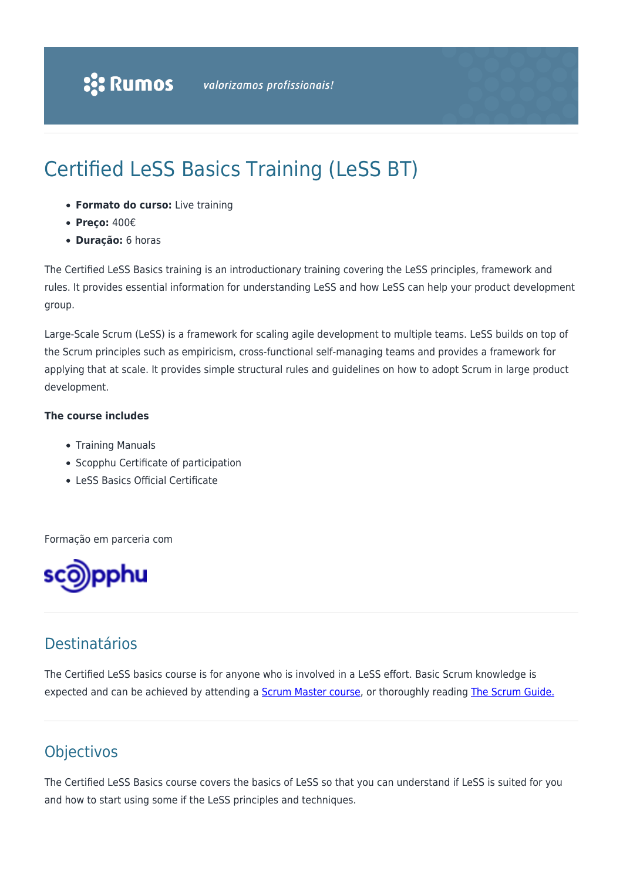# Certified LeSS Basics Training (LeSS BT)

- **Formato do curso:** Live training
- **Preço:** 400€
- **Duração:** 6 horas

The Certified LeSS Basics training is an introductory training covering the LeSS principles, framework and rules. It provides essential information for understanding LeSS and how LeSS can help your product development group.

Large-Scale Scrum (LeSS) is a framework for scaling agile development to multiple teams. LeSS builds on top of the Scrum principles such as empiricism, cross-functional self-managing teams and provides a framework for applying that at scale. It provides simple structural rules and guidelines on how to adopt Scrum in large product development.

**The course includes**

- Training Manuals
- Scopphu Certificate of participation
- LeSS Basics Official Certificate

Formação em parceria com

## Destinatários

The Certified LeSS basics course is for anyone who is involved in a LeSS effort. Basic Scrum knowledge is expected and can be achieved by attending a [Scrum Master course](), or thoroughly reading [The Scrum Guide.]()

## Objectivos

The Certified LeSS Basics course covers the basics of LeSS so that you can understand if LeSS is suited for you and how to start using some if the LeSS principles and techniques.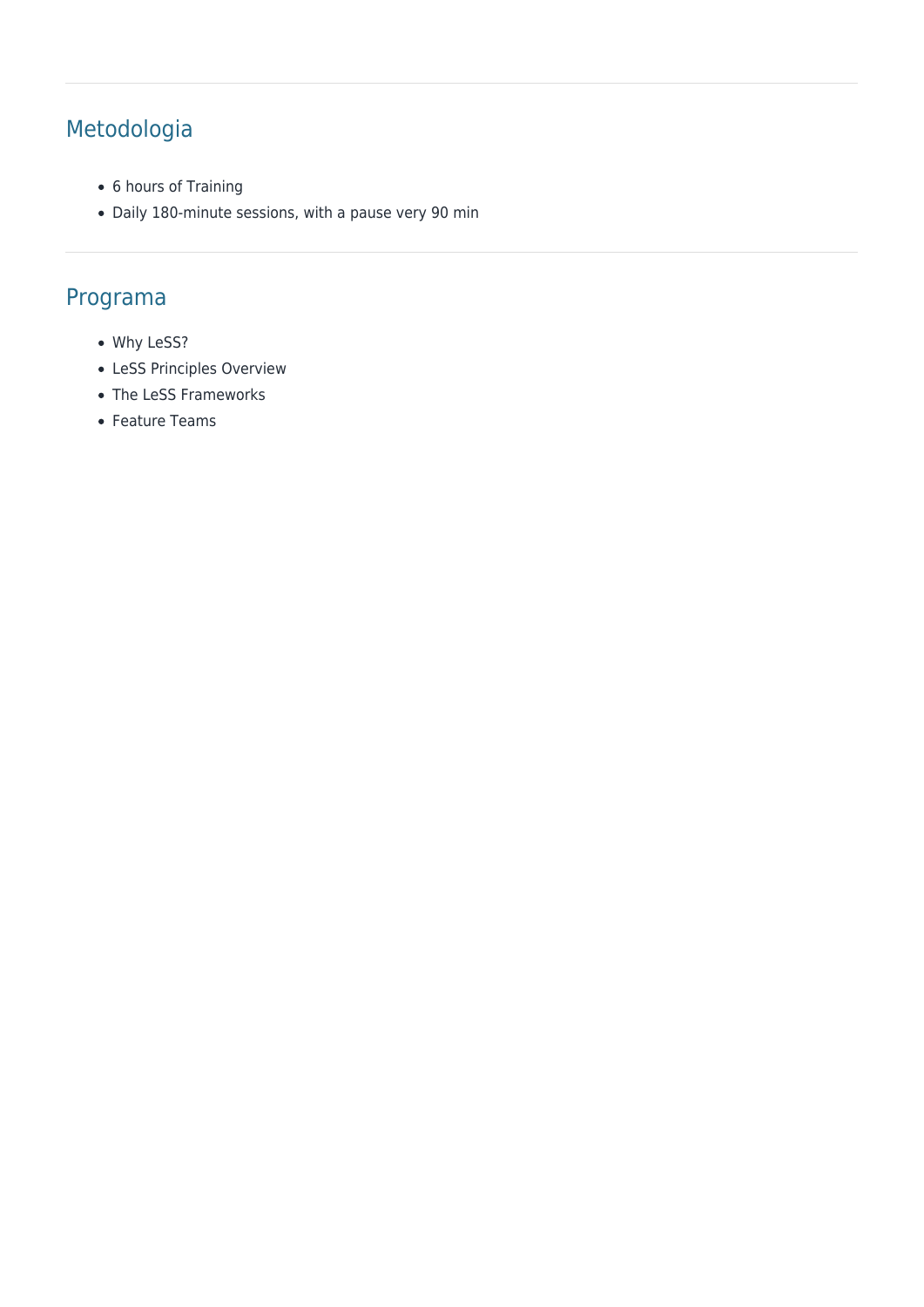## Metodologia

- 6 hours of Training
- Daily 180-minute sessions, with a pause very 90 min

## Programa

- Why LeSS?
- LeSS Principles Overview
- The LeSS Frameworks
- Feature Teams